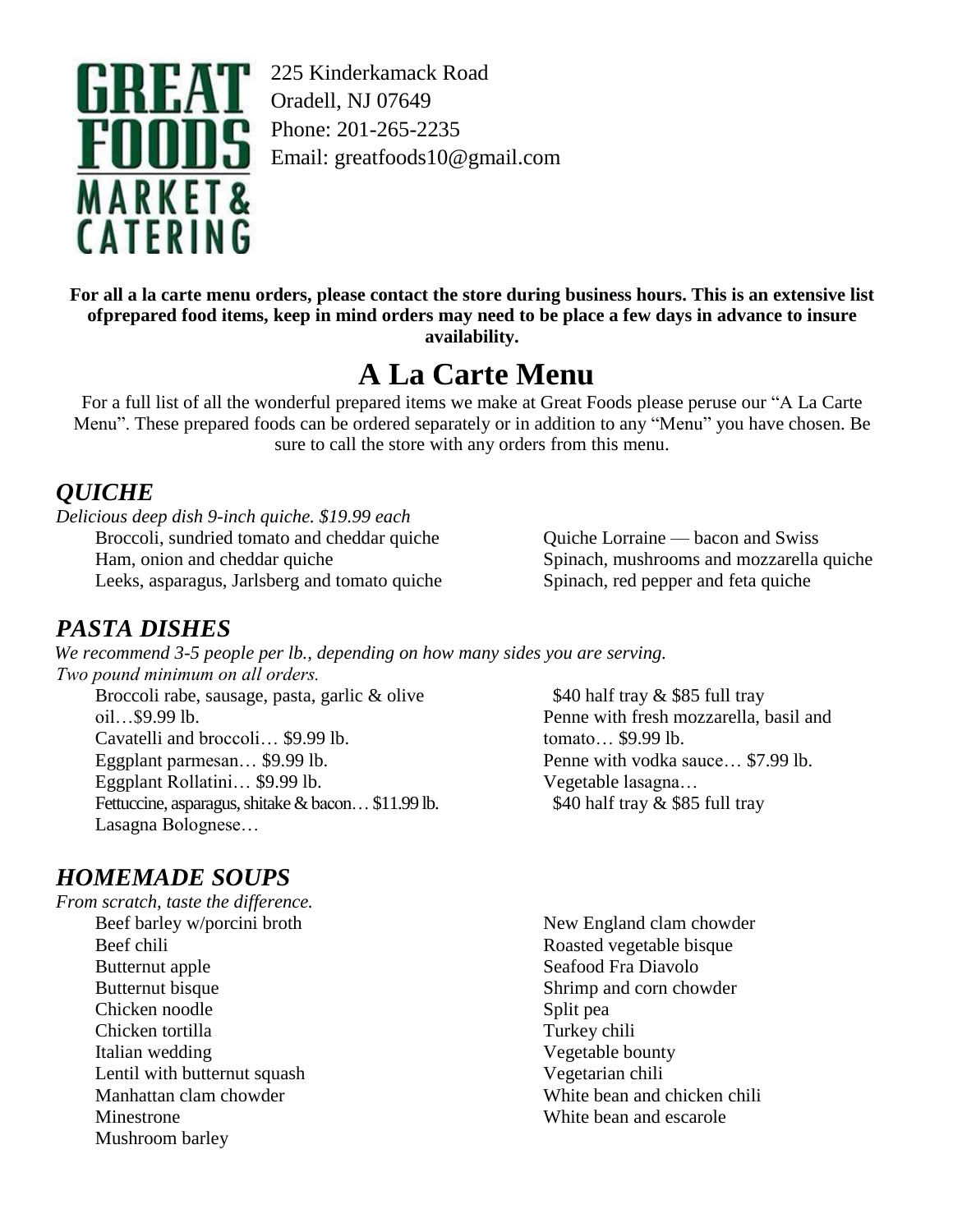**GREAT FOODS MARKET & CATERING**

225 Kinderkamack Road
Oradell, NJ 07649
Phone: 201-265-2235
Email: greatfoods10@gmail.com

**For all a la carte menu orders, please contact the store during business hours. This is an extensive list ofprepared food items, keep in mind orders may need to be place a few days in advance to insure availability.**

# A La Carte Menu

For a full list of all the wonderful prepared items we make at Great Foods please peruse our "A La Carte Menu". These prepared foods can be ordered separately or in addition to any "Menu" you have chosen. Be sure to call the store with any orders from this menu.

## *QUICHE*

*Delicious deep dish 9-inch quiche. $19.99 each*

- Broccoli, sundried tomato and cheddar quiche
- Ham, onion and cheddar quiche
- Leeks, asparagus, Jarlsberg and tomato quiche
- Quiche Lorraine — bacon and Swiss
- Spinach, mushrooms and mozzarella quiche
- Spinach, red pepper and feta quiche

## *PASTA DISHES*

*We recommend 3-5 people per lb., depending on how many sides you are serving.*
*Two pound minimum on all orders.*

- Broccoli rabe, sausage, pasta, garlic & olive oil…$9.99 lb.
- Cavatelli and broccoli… $9.99 lb.
- Eggplant parmesan… $9.99 lb.
- Eggplant Rollatini… $9.99 lb.
- Fettuccine, asparagus, shitake & bacon… $11.99 lb.
- Lasagna Bolognese… $40 half tray & $85 full tray
- Penne with fresh mozzarella, basil and tomato… $9.99 lb.
- Penne with vodka sauce… $7.99 lb.
- Vegetable lasagna… $40 half tray & $85 full tray

## *HOMEMADE SOUPS*

*From scratch, taste the difference.*

- Beef barley w/porcini broth
- Beef chili
- Butternut apple
- Butternut bisque
- Chicken noodle
- Chicken tortilla
- Italian wedding
- Lentil with butternut squash
- Manhattan clam chowder
- Minestrone
- Mushroom barley
- New England clam chowder
- Roasted vegetable bisque
- Seafood Fra Diavolo
- Shrimp and corn chowder
- Split pea
- Turkey chili
- Vegetable bounty
- Vegetarian chili
- White bean and chicken chili
- White bean and escarole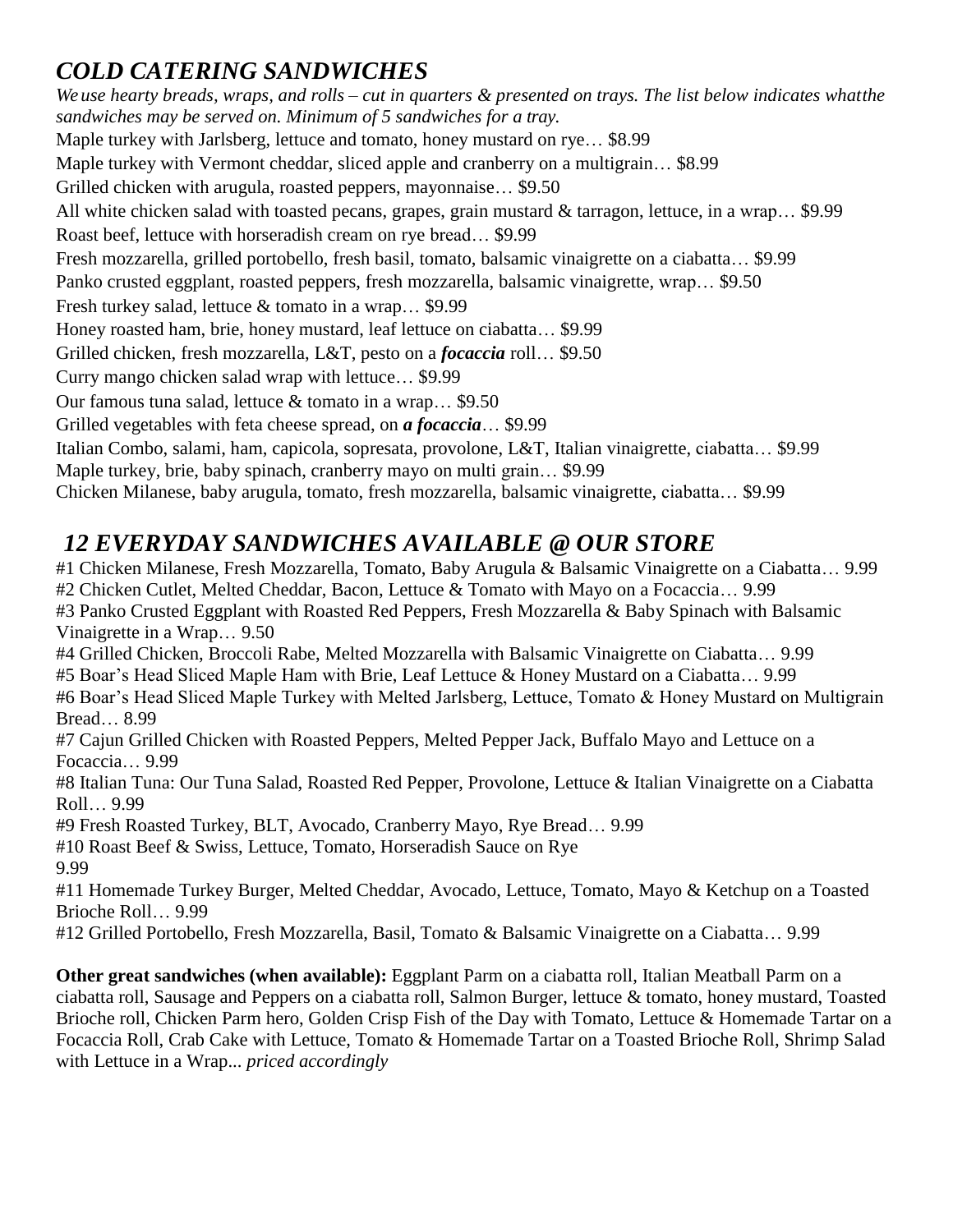## *COLD CATERING SANDWICHES*

*We use hearty breads, wraps, and rolls – cut in quarters & presented on trays. The list below indicates whatthe sandwiches may be served on. Minimum of 5 sandwiches for a tray.*

Maple turkey with Jarlsberg, lettuce and tomato, honey mustard on rye… $8.99

Maple turkey with Vermont cheddar, sliced apple and cranberry on a multigrain… $8.99

Grilled chicken with arugula, roasted peppers, mayonnaise… $9.50

All white chicken salad with toasted pecans, grapes, grain mustard & tarragon, lettuce, in a wrap… $9.99

Roast beef, lettuce with horseradish cream on rye bread… $9.99

Fresh mozzarella, grilled portobello, fresh basil, tomato, balsamic vinaigrette on a ciabatta… $9.99

Panko crusted eggplant, roasted peppers, fresh mozzarella, balsamic vinaigrette, wrap… $9.50

Fresh turkey salad, lettuce & tomato in a wrap… $9.99

Honey roasted ham, brie, honey mustard, leaf lettuce on ciabatta… $9.99

Grilled chicken, fresh mozzarella, L&T, pesto on a ***focaccia*** roll… $9.50

Curry mango chicken salad wrap with lettuce… $9.99

Our famous tuna salad, lettuce & tomato in a wrap… $9.50

Grilled vegetables with feta cheese spread, on ***a focaccia***… $9.99

Italian Combo, salami, ham, capicola, sopresata, provolone, L&T, Italian vinaigrette, ciabatta… $9.99

Maple turkey, brie, baby spinach, cranberry mayo on multi grain… $9.99

Chicken Milanese, baby arugula, tomato, fresh mozzarella, balsamic vinaigrette, ciabatta… $9.99

## *12 EVERYDAY SANDWICHES AVAILABLE @ OUR STORE*

#1 Chicken Milanese, Fresh Mozzarella, Tomato, Baby Arugula & Balsamic Vinaigrette on a Ciabatta… 9.99

#2 Chicken Cutlet, Melted Cheddar, Bacon, Lettuce & Tomato with Mayo on a Focaccia… 9.99

#3 Panko Crusted Eggplant with Roasted Red Peppers, Fresh Mozzarella & Baby Spinach with Balsamic Vinaigrette in a Wrap… 9.50

#4 Grilled Chicken, Broccoli Rabe, Melted Mozzarella with Balsamic Vinaigrette on Ciabatta… 9.99

#5 Boar's Head Sliced Maple Ham with Brie, Leaf Lettuce & Honey Mustard on a Ciabatta… 9.99

#6 Boar's Head Sliced Maple Turkey with Melted Jarlsberg, Lettuce, Tomato & Honey Mustard on Multigrain Bread… 8.99

#7 Cajun Grilled Chicken with Roasted Peppers, Melted Pepper Jack, Buffalo Mayo and Lettuce on a Focaccia… 9.99

#8 Italian Tuna: Our Tuna Salad, Roasted Red Pepper, Provolone, Lettuce & Italian Vinaigrette on a Ciabatta Roll… 9.99

#9 Fresh Roasted Turkey, BLT, Avocado, Cranberry Mayo, Rye Bread… 9.99

#10 Roast Beef & Swiss, Lettuce, Tomato, Horseradish Sauce on Rye
9.99

#11 Homemade Turkey Burger, Melted Cheddar, Avocado, Lettuce, Tomato, Mayo & Ketchup on a Toasted Brioche Roll… 9.99

#12 Grilled Portobello, Fresh Mozzarella, Basil, Tomato & Balsamic Vinaigrette on a Ciabatta… 9.99

**Other great sandwiches (when available):** Eggplant Parm on a ciabatta roll, Italian Meatball Parm on a ciabatta roll, Sausage and Peppers on a ciabatta roll, Salmon Burger, lettuce & tomato, honey mustard, Toasted Brioche roll, Chicken Parm hero, Golden Crisp Fish of the Day with Tomato, Lettuce & Homemade Tartar on a Focaccia Roll, Crab Cake with Lettuce, Tomato & Homemade Tartar on a Toasted Brioche Roll, Shrimp Salad with Lettuce in a Wrap... *priced accordingly*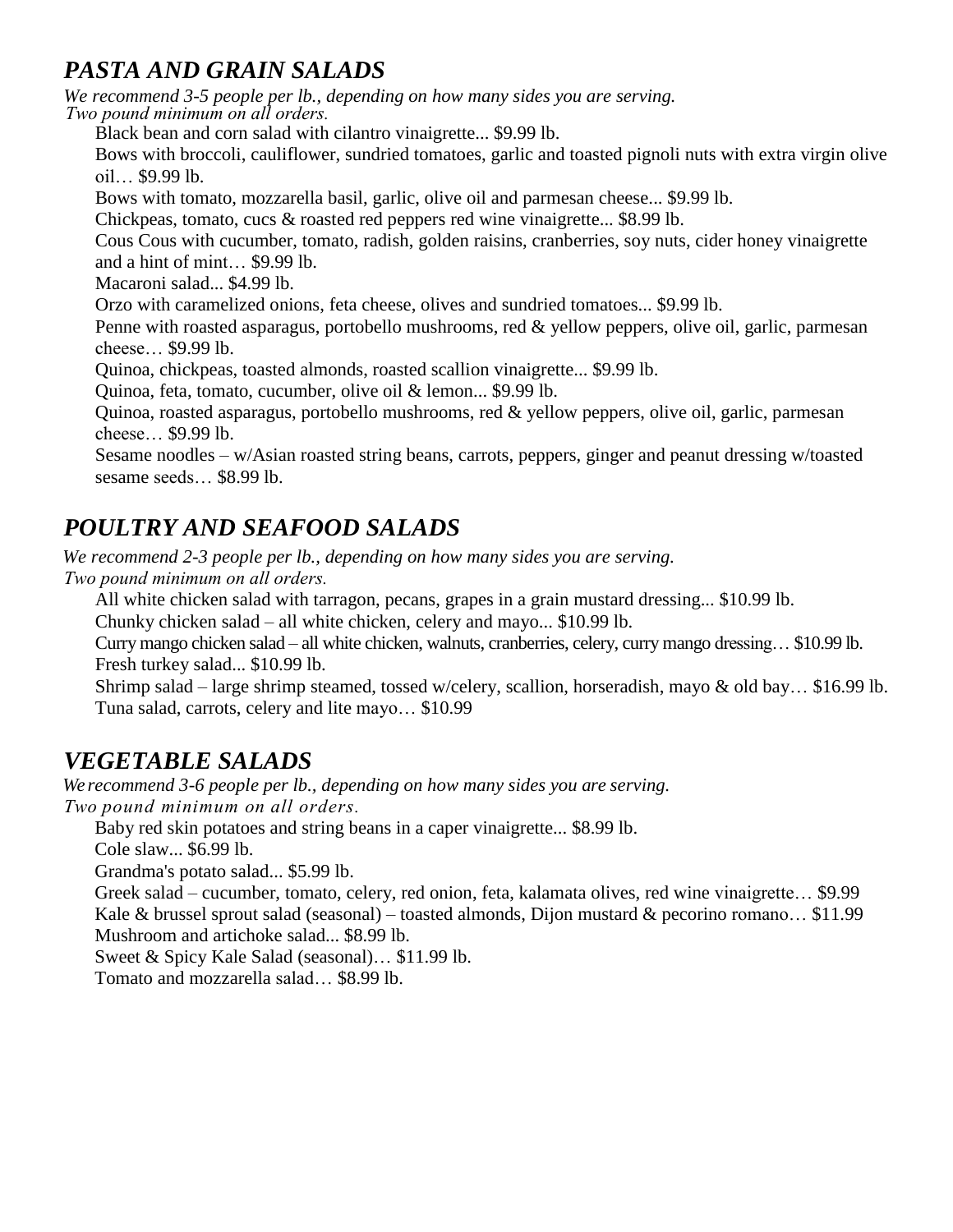## *PASTA AND GRAIN SALADS*

*We recommend 3-5 people per lb., depending on how many sides you are serving.*
*Two pound minimum on all orders.*

Black bean and corn salad with cilantro vinaigrette... $9.99 lb.

Bows with broccoli, cauliflower, sundried tomatoes, garlic and toasted pignoli nuts with extra virgin olive oil… $9.99 lb.

Bows with tomato, mozzarella basil, garlic, olive oil and parmesan cheese... $9.99 lb.

Chickpeas, tomato, cucs & roasted red peppers red wine vinaigrette... $8.99 lb.

Cous Cous with cucumber, tomato, radish, golden raisins, cranberries, soy nuts, cider honey vinaigrette and a hint of mint… $9.99 lb.

Macaroni salad... $4.99 lb.

Orzo with caramelized onions, feta cheese, olives and sundried tomatoes... $9.99 lb.

Penne with roasted asparagus, portobello mushrooms, red & yellow peppers, olive oil, garlic, parmesan cheese… $9.99 lb.

Quinoa, chickpeas, toasted almonds, roasted scallion vinaigrette... $9.99 lb.

Quinoa, feta, tomato, cucumber, olive oil & lemon... $9.99 lb.

Quinoa, roasted asparagus, portobello mushrooms, red & yellow peppers, olive oil, garlic, parmesan cheese… $9.99 lb.

Sesame noodles – w/Asian roasted string beans, carrots, peppers, ginger and peanut dressing w/toasted sesame seeds… $8.99 lb.

## *POULTRY AND SEAFOOD SALADS*

*We recommend 2-3 people per lb., depending on how many sides you are serving.*
*Two pound minimum on all orders.*

All white chicken salad with tarragon, pecans, grapes in a grain mustard dressing... $10.99 lb.

Chunky chicken salad – all white chicken, celery and mayo... $10.99 lb.

Curry mango chicken salad – all white chicken, walnuts, cranberries, celery, curry mango dressing… $10.99 lb.

Fresh turkey salad... $10.99 lb.

Shrimp salad – large shrimp steamed, tossed w/celery, scallion, horseradish, mayo & old bay… $16.99 lb.

Tuna salad, carrots, celery and lite mayo… $10.99

## *VEGETABLE SALADS*

*We recommend 3-6 people per lb., depending on how many sides you are serving.*
*Two pound minimum on all orders.*

Baby red skin potatoes and string beans in a caper vinaigrette... $8.99 lb.

Cole slaw... $6.99 lb.

Grandma's potato salad... $5.99 lb.

Greek salad – cucumber, tomato, celery, red onion, feta, kalamata olives, red wine vinaigrette… $9.99

Kale & brussel sprout salad (seasonal) – toasted almonds, Dijon mustard & pecorino romano… $11.99

Mushroom and artichoke salad... $8.99 lb.

Sweet & Spicy Kale Salad (seasonal)… $11.99 lb.

Tomato and mozzarella salad… $8.99 lb.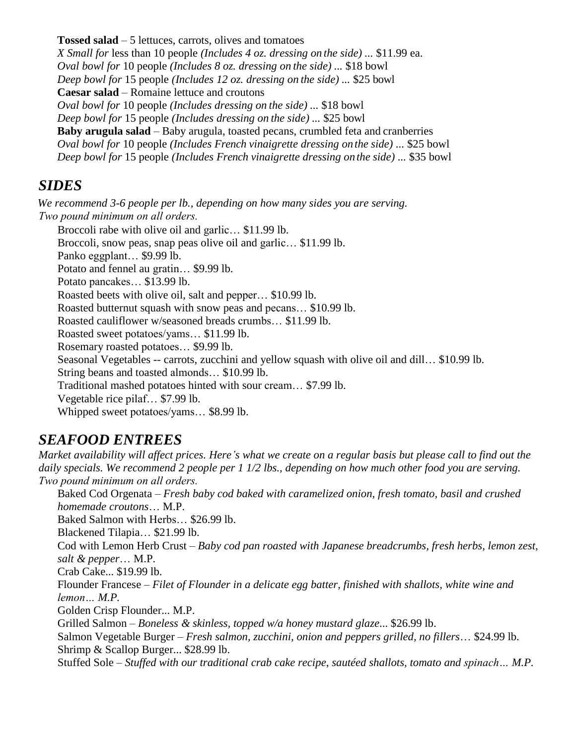**Tossed salad** – 5 lettuces, carrots, olives and tomatoes

*X Small for* less than 10 people *(Includes 4 oz. dressing on the side)* ... $11.99 ea.

*Oval bowl for* 10 people *(Includes 8 oz. dressing on the side)* ... $18 bowl

*Deep bowl for* 15 people *(Includes 12 oz. dressing on the side)* ... $25 bowl

**Caesar salad** – Romaine lettuce and croutons

*Oval bowl for* 10 people *(Includes dressing on the side)* ... $18 bowl

*Deep bowl for* 15 people *(Includes dressing on the side)* ... $25 bowl

**Baby arugula salad** – Baby arugula, toasted pecans, crumbled feta and cranberries

*Oval bowl for* 10 people *(Includes French vinaigrette dressing on the side)* ... $25 bowl

*Deep bowl for* 15 people *(Includes French vinaigrette dressing on the side)* ... $35 bowl

## *SIDES*

*We recommend 3-6 people per lb., depending on how many sides you are serving.*
*Two pound minimum on all orders.*

Broccoli rabe with olive oil and garlic… $11.99 lb.

Broccoli, snow peas, snap peas olive oil and garlic… $11.99 lb.

Panko eggplant… $9.99 lb.

Potato and fennel au gratin… $9.99 lb.

Potato pancakes… $13.99 lb.

Roasted beets with olive oil, salt and pepper… $10.99 lb.

Roasted butternut squash with snow peas and pecans… $10.99 lb.

Roasted cauliflower w/seasoned breads crumbs… $11.99 lb.

Roasted sweet potatoes/yams… $11.99 lb.

Rosemary roasted potatoes… $9.99 lb.

Seasonal Vegetables -- carrots, zucchini and yellow squash with olive oil and dill… $10.99 lb.

String beans and toasted almonds… $10.99 lb.

Traditional mashed potatoes hinted with sour cream… $7.99 lb.

Vegetable rice pilaf… $7.99 lb.

Whipped sweet potatoes/yams… $8.99 lb.

## *SEAFOOD ENTREES*

*Market availability will affect prices. Here's what we create on a regular basis but please call to find out the daily specials. We recommend 2 people per 1 1/2 lbs., depending on how much other food you are serving. Two pound minimum on all orders.*

Baked Cod Orgenata – *Fresh baby cod baked with caramelized onion, fresh tomato, basil and crushed homemade croutons*… M.P.

Baked Salmon with Herbs… $26.99 lb.

Blackened Tilapia… $21.99 lb.

Cod with Lemon Herb Crust – *Baby cod pan roasted with Japanese breadcrumbs, fresh herbs, lemon zest, salt & pepper*… M.P.

Crab Cake... $19.99 lb.

Flounder Francese – *Filet of Flounder in a delicate egg batter, finished with shallots, white wine and lemon… M.P.*

Golden Crisp Flounder... M.P.

Grilled Salmon – *Boneless & skinless, topped w/a honey mustard glaze*... $26.99 lb.

Salmon Vegetable Burger – *Fresh salmon, zucchini, onion and peppers grilled, no fillers*… $24.99 lb.

Shrimp & Scallop Burger... $28.99 lb.

Stuffed Sole – *Stuffed with our traditional crab cake recipe, sautéed shallots, tomato and spinach… M.P.*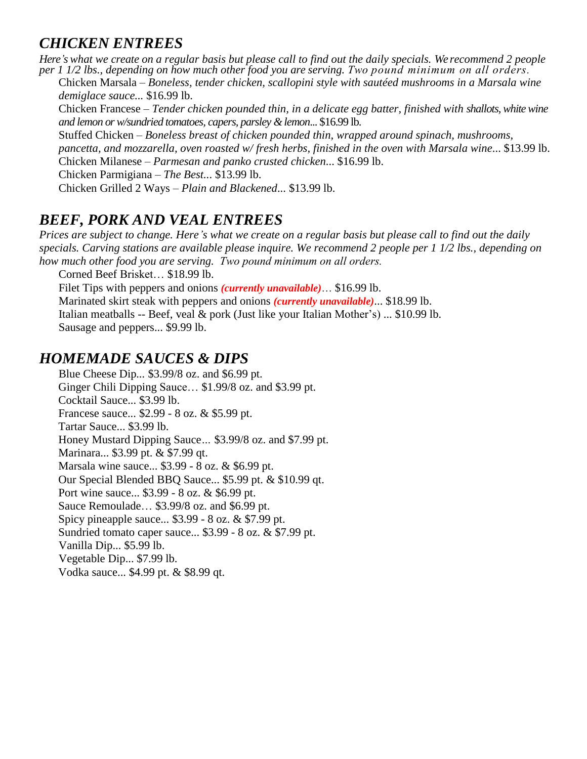## *CHICKEN ENTREES*

*Here's what we create on a regular basis but please call to find out the daily specials. We recommend 2 people per 1 1/2 lbs., depending on how much other food you are serving. Two pound minimum on all orders.*

Chicken Marsala – *Boneless, tender chicken, scallopini style with sautéed mushrooms in a Marsala wine demiglace sauce*... $16.99 lb.

Chicken Francese – *Tender chicken pounded thin, in a delicate egg batter, finished with shallots, white wine and lemon or w/sundried tomatoes, capers, parsley & lemon*... $16.99 lb.

Stuffed Chicken – *Boneless breast of chicken pounded thin, wrapped around spinach, mushrooms, pancetta, and mozzarella, oven roasted w/ fresh herbs, finished in the oven with Marsala wine*... $13.99 lb.

Chicken Milanese – *Parmesan and panko crusted chicken*... $16.99 lb.

Chicken Parmigiana – *The Best*... $13.99 lb.

Chicken Grilled 2 Ways – *Plain and Blackened*... $13.99 lb.

## *BEEF, PORK AND VEAL ENTREES*

*Prices are subject to change. Here's what we create on a regular basis but please call to find out the daily specials. Carving stations are available please inquire. We recommend 2 people per 1 1/2 lbs., depending on how much other food you are serving. Two pound minimum on all orders.*

Corned Beef Brisket… $18.99 lb.

Filet Tips with peppers and onions ***(currently unavailable)***… $16.99 lb.

Marinated skirt steak with peppers and onions ***(currently unavailable)***... $18.99 lb.

Italian meatballs -- Beef, veal & pork (Just like your Italian Mother's) ... $10.99 lb.

Sausage and peppers... $9.99 lb.

## *HOMEMADE SAUCES & DIPS*

Blue Cheese Dip... $3.99/8 oz. and $6.99 pt.

Ginger Chili Dipping Sauce… $1.99/8 oz. and $3.99 pt.

Cocktail Sauce... $3.99 lb.

Francese sauce... $2.99 - 8 oz. & $5.99 pt.

Tartar Sauce... $3.99 lb.

Honey Mustard Dipping Sauce… $3.99/8 oz. and $7.99 pt.

Marinara... $3.99 pt. & $7.99 qt.

Marsala wine sauce... $3.99 - 8 oz. & $6.99 pt.

Our Special Blended BBQ Sauce... $5.99 pt. & $10.99 qt.

Port wine sauce... $3.99 - 8 oz. & $6.99 pt.

Sauce Remoulade… $3.99/8 oz. and $6.99 pt.

Spicy pineapple sauce... $3.99 - 8 oz. & $7.99 pt.

Sundried tomato caper sauce... $3.99 - 8 oz. & $7.99 pt.

Vanilla Dip... $5.99 lb.

Vegetable Dip... $7.99 lb.

Vodka sauce... $4.99 pt. & $8.99 qt.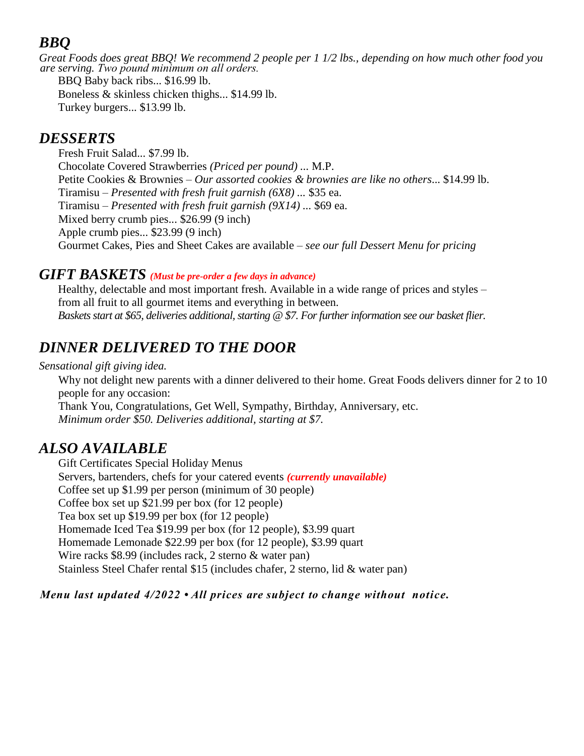## *BBQ*

*Great Foods does great BBQ! We recommend 2 people per 1 1/2 lbs., depending on how much other food you are serving. Two pound minimum on all orders.*

BBQ Baby back ribs... $16.99 lb.
Boneless & skinless chicken thighs... $14.99 lb.
Turkey burgers... $13.99 lb.

## *DESSERTS*

Fresh Fruit Salad... $7.99 lb.
Chocolate Covered Strawberries *(Priced per pound)* ... M.P.
Petite Cookies & Brownies – *Our assorted cookies & brownies are like no others*... $14.99 lb.
Tiramisu – *Presented with fresh fruit garnish (6X8)* ... $35 ea.
Tiramisu – *Presented with fresh fruit garnish (9X14)* ... $69 ea.
Mixed berry crumb pies... $26.99 (9 inch)
Apple crumb pies... $23.99 (9 inch)
Gourmet Cakes, Pies and Sheet Cakes are available – *see our full Dessert Menu for pricing*

## *GIFT BASKETS* ***(Must be pre-order a few days in advance)***

Healthy, delectable and most important fresh. Available in a wide range of prices and styles – from all fruit to all gourmet items and everything in between.
*Baskets start at $65, deliveries additional, starting @ $7. For further information see our basket flier.*

## *DINNER DELIVERED TO THE DOOR*

*Sensational gift giving idea.*

Why not delight new parents with a dinner delivered to their home. Great Foods delivers dinner for 2 to 10 people for any occasion:
Thank You, Congratulations, Get Well, Sympathy, Birthday, Anniversary, etc.
*Minimum order $50. Deliveries additional, starting at $7.*

## *ALSO AVAILABLE*

Gift Certificates Special Holiday Menus
Servers, bartenders, chefs for your catered events ***(currently unavailable)***
Coffee set up $1.99 per person (minimum of 30 people)
Coffee box set up $21.99 per box (for 12 people)
Tea box set up $19.99 per box (for 12 people)
Homemade Iced Tea $19.99 per box (for 12 people), $3.99 quart
Homemade Lemonade $22.99 per box (for 12 people), $3.99 quart
Wire racks $8.99 (includes rack, 2 sterno & water pan)
Stainless Steel Chafer rental $15 (includes chafer, 2 sterno, lid & water pan)

***Menu last updated 4/2022 • All prices are subject to change without notice.***